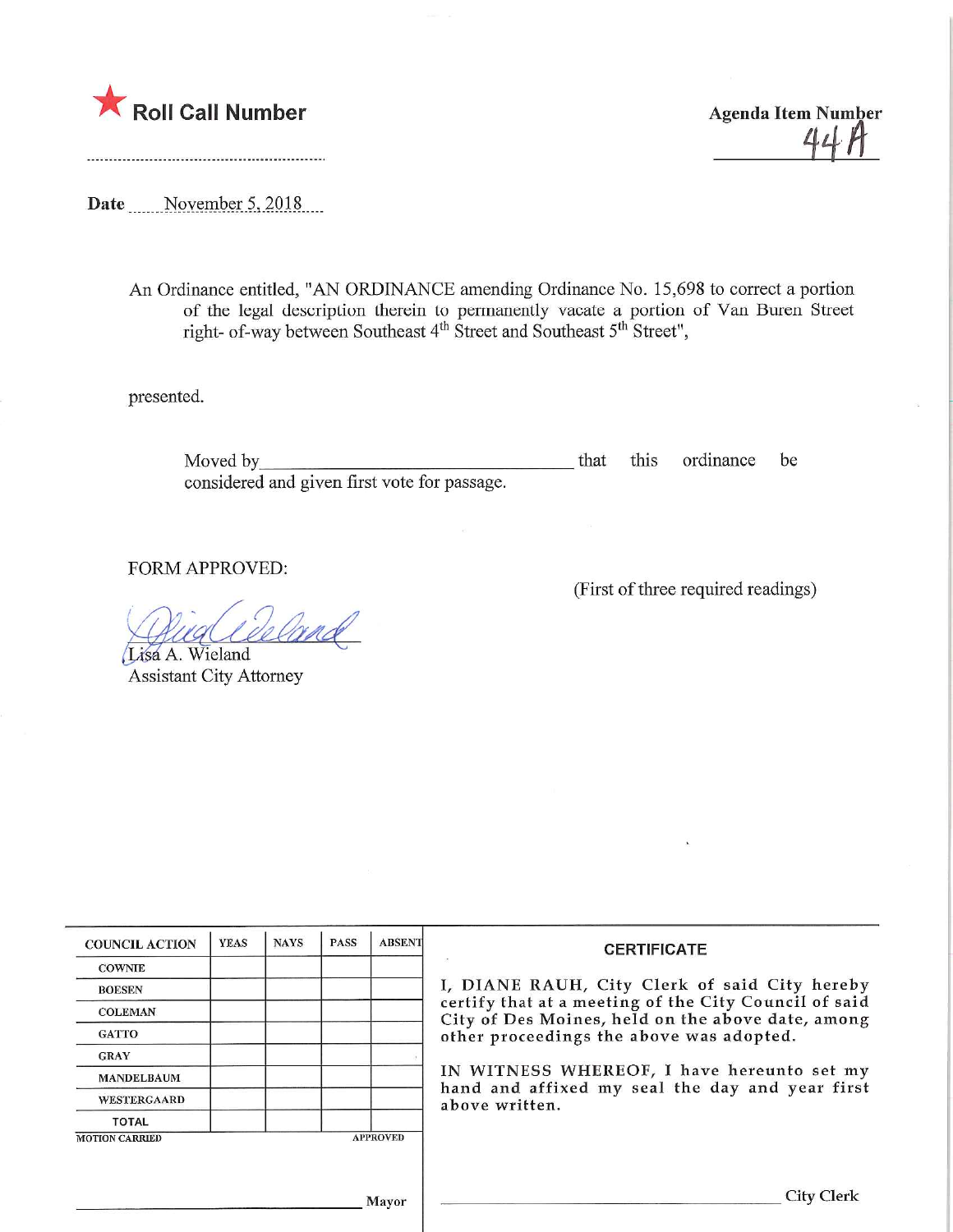★ **Roll Call Number**

**Agenda Item Number**
44A

**Date** November 5, 2018

An Ordinance entitled, "AN ORDINANCE amending Ordinance No. 15,698 to correct a portion of the legal description therein to permanently vacate a portion of Van Buren Street right- of-way between Southeast 4th Street and Southeast 5th Street",

presented.

Moved by\_\_\_\_\_\_\_\_\_\_\_\_\_\_\_\_\_\_\_\_\_\_\_\_\_\_\_\_\_\_ that this ordinance be considered and given first vote for passage.

FORM APPROVED:

(First of three required readings)

Lisa A. Wieland
Assistant City Attorney

| COUNCIL ACTION | YEAS | NAYS | PASS | ABSENT |
|---|---|---|---|---|
| COWNIE | | | | |
| BOESEN | | | | |
| COLEMAN | | | | |
| GATTO | | | | |
| GRAY | | | | |
| MANDELBAUM | | | | |
| WESTERGAARD | | | | |
| TOTAL | | | | |

MOTION CARRIED APPROVED

\_\_\_\_\_\_\_\_\_\_\_\_\_\_\_\_\_\_\_\_ Mayor

**CERTIFICATE**

I, DIANE RAUH, City Clerk of said City hereby certify that at a meeting of the City Council of said City of Des Moines, held on the above date, among other proceedings the above was adopted.

IN WITNESS WHEREOF, I have hereunto set my hand and affixed my seal the day and year first above written.

\_\_\_\_\_\_\_\_\_\_\_\_\_\_\_\_\_\_\_\_ City Clerk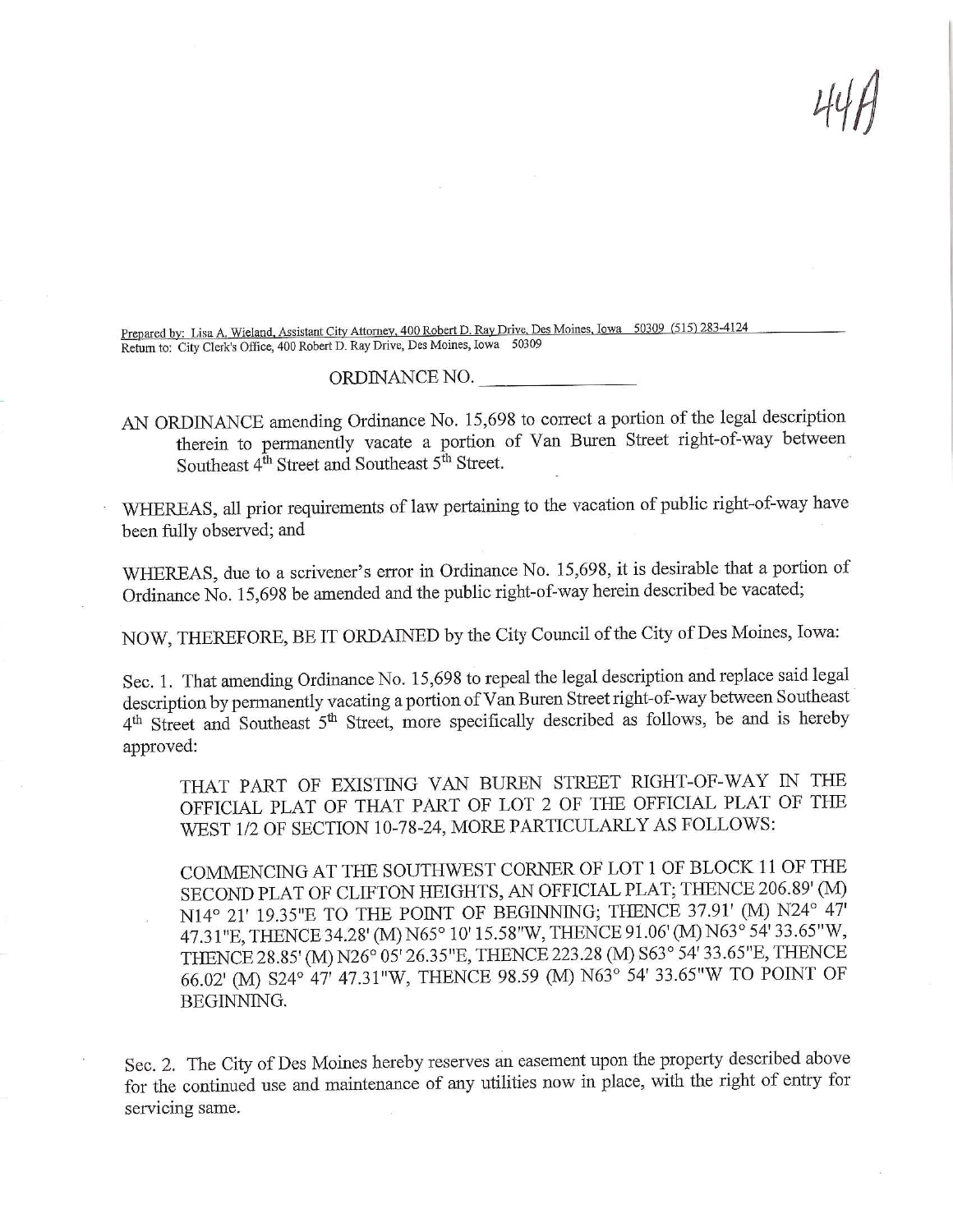44A

Prepared by: Lisa A. Wieland, Assistant City Attorney, 400 Robert D. Ray Drive, Des Moines, Iowa 50309 (515) 283-4124
Return to: City Clerk's Office, 400 Robert D. Ray Drive, Des Moines, Iowa 50309

ORDINANCE NO. \_\_\_\_\_\_\_\_\_\_\_\_\_\_

AN ORDINANCE amending Ordinance No. 15,698 to correct a portion of the legal description therein to permanently vacate a portion of Van Buren Street right-of-way between Southeast 4th Street and Southeast 5th Street.

WHEREAS, all prior requirements of law pertaining to the vacation of public right-of-way have been fully observed; and

WHEREAS, due to a scrivener's error in Ordinance No. 15,698, it is desirable that a portion of Ordinance No. 15,698 be amended and the public right-of-way herein described be vacated;

NOW, THEREFORE, BE IT ORDAINED by the City Council of the City of Des Moines, Iowa:

Sec. 1. That amending Ordinance No. 15,698 to repeal the legal description and replace said legal description by permanently vacating a portion of Van Buren Street right-of-way between Southeast 4th Street and Southeast 5th Street, more specifically described as follows, be and is hereby approved:

> THAT PART OF EXISTING VAN BUREN STREET RIGHT-OF-WAY IN THE OFFICIAL PLAT OF THAT PART OF LOT 2 OF THE OFFICIAL PLAT OF THE WEST 1/2 OF SECTION 10-78-24, MORE PARTICULARLY AS FOLLOWS:
>
> COMMENCING AT THE SOUTHWEST CORNER OF LOT 1 OF BLOCK 11 OF THE SECOND PLAT OF CLIFTON HEIGHTS, AN OFFICIAL PLAT; THENCE 206.89' (M) N14° 21' 19.35"E TO THE POINT OF BEGINNING; THENCE 37.91' (M) N24° 47' 47.31"E, THENCE 34.28' (M) N65° 10' 15.58"W, THENCE 91.06' (M) N63° 54' 33.65"W, THENCE 28.85' (M) N26° 05' 26.35"E, THENCE 223.28 (M) S63° 54' 33.65"E, THENCE 66.02' (M) S24° 47' 47.31"W, THENCE 98.59 (M) N63° 54' 33.65"W TO POINT OF BEGINNING.

Sec. 2. The City of Des Moines hereby reserves an easement upon the property described above for the continued use and maintenance of any utilities now in place, with the right of entry for servicing same.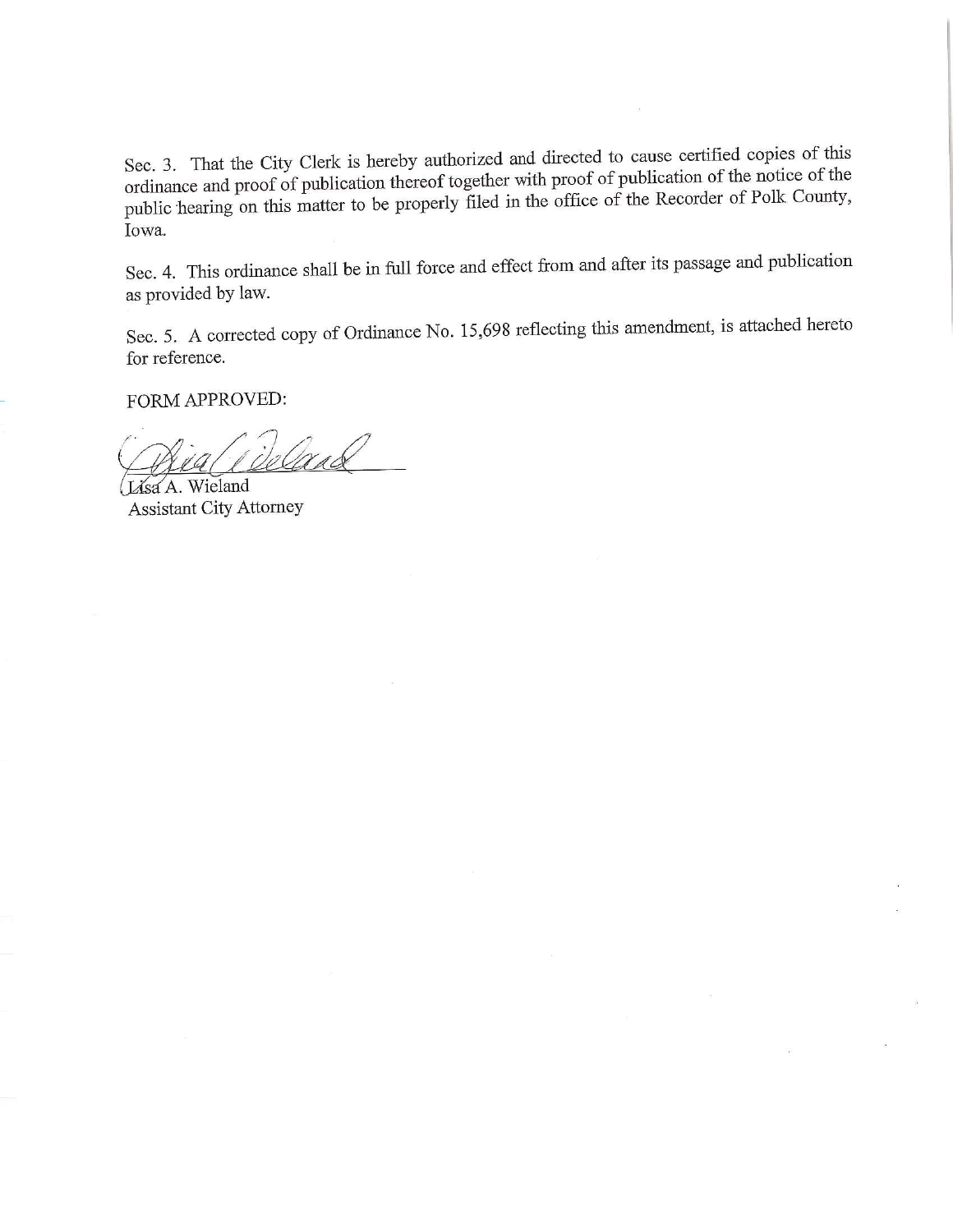Sec. 3. That the City Clerk is hereby authorized and directed to cause certified copies of this ordinance and proof of publication thereof together with proof of publication of the notice of the public hearing on this matter to be properly filed in the office of the Recorder of Polk County, Iowa.

Sec. 4. This ordinance shall be in full force and effect from and after its passage and publication as provided by law.

Sec. 5. A corrected copy of Ordinance No. 15,698 reflecting this amendment, is attached hereto for reference.

FORM APPROVED:

Lisa A. Wieland
Assistant City Attorney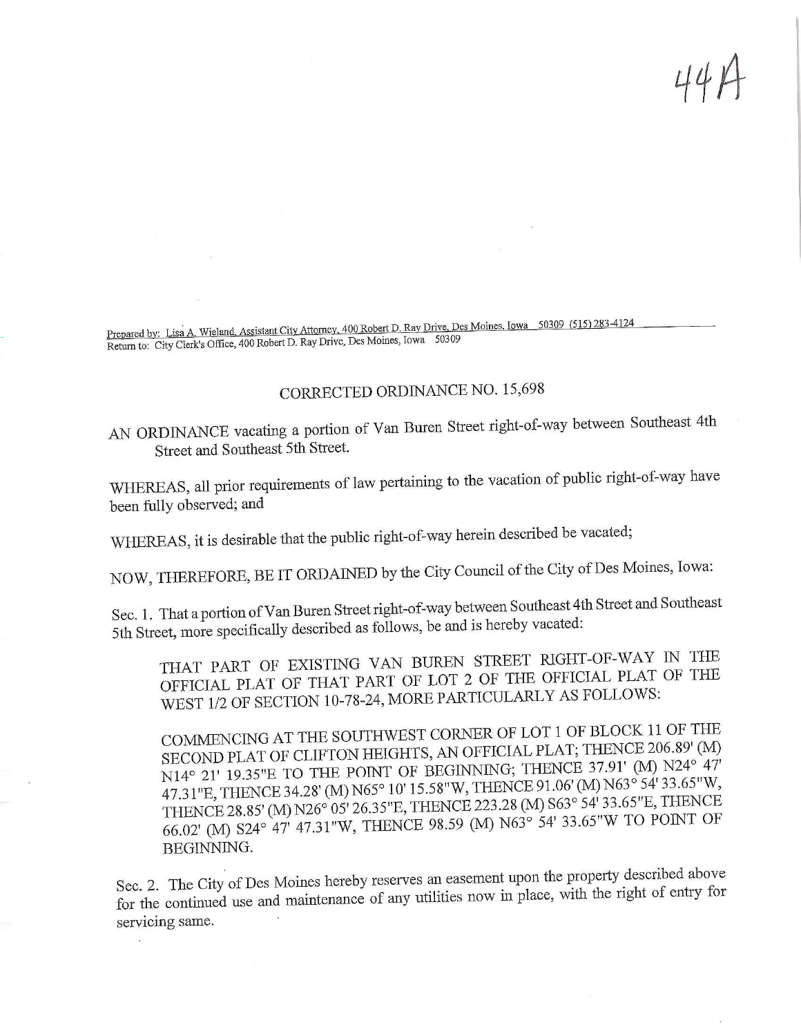44A

Prepared by: Lisa A. Wieland, Assistant City Attorney, 400 Robert D. Ray Drive, Des Moines, Iowa 50309 (515) 283-4124
Return to: City Clerk's Office, 400 Robert D. Ray Drive, Des Moines, Iowa 50309

CORRECTED ORDINANCE NO. 15,698

AN ORDINANCE vacating a portion of Van Buren Street right-of-way between Southeast 4th Street and Southeast 5th Street.

WHEREAS, all prior requirements of law pertaining to the vacation of public right-of-way have been fully observed; and

WHEREAS, it is desirable that the public right-of-way herein described be vacated;

NOW, THEREFORE, BE IT ORDAINED by the City Council of the City of Des Moines, Iowa:

Sec. 1. That a portion of Van Buren Street right-of-way between Southeast 4th Street and Southeast 5th Street, more specifically described as follows, be and is hereby vacated:

> THAT PART OF EXISTING VAN BUREN STREET RIGHT-OF-WAY IN THE OFFICIAL PLAT OF THAT PART OF LOT 2 OF THE OFFICIAL PLAT OF THE WEST 1/2 OF SECTION 10-78-24, MORE PARTICULARLY AS FOLLOWS:
>
> COMMENCING AT THE SOUTHWEST CORNER OF LOT 1 OF BLOCK 11 OF THE SECOND PLAT OF CLIFTON HEIGHTS, AN OFFICIAL PLAT; THENCE 206.89' (M) N14° 21' 19.35"E TO THE POINT OF BEGINNING; THENCE 37.91' (M) N24° 47' 47.31"E, THENCE 34.28' (M) N65° 10' 15.58"W, THENCE 91.06' (M) N63° 54' 33.65"W, THENCE 28.85' (M) N26° 05' 26.35"E, THENCE 223.28 (M) S63° 54' 33.65"E, THENCE 66.02' (M) S24° 47' 47.31"W, THENCE 98.59 (M) N63° 54' 33.65"W TO POINT OF BEGINNING.

Sec. 2. The City of Des Moines hereby reserves an easement upon the property described above for the continued use and maintenance of any utilities now in place, with the right of entry for servicing same.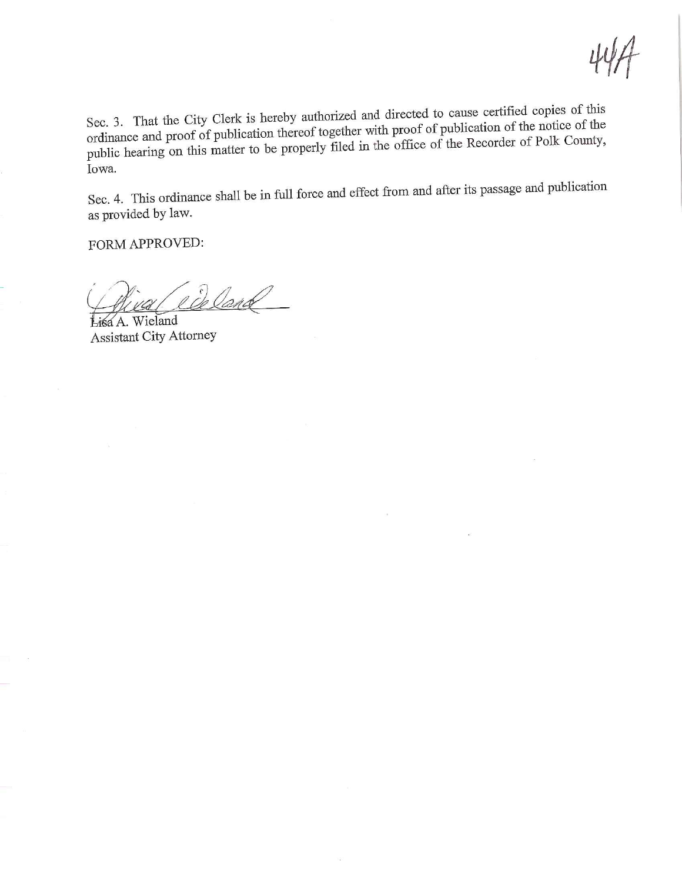44A

Sec. 3. That the City Clerk is hereby authorized and directed to cause certified copies of this ordinance and proof of publication thereof together with proof of publication of the notice of the public hearing on this matter to be properly filed in the office of the Recorder of Polk County, Iowa.

Sec. 4. This ordinance shall be in full force and effect from and after its passage and publication as provided by law.

FORM APPROVED:

Lisa A. Wieland
Assistant City Attorney